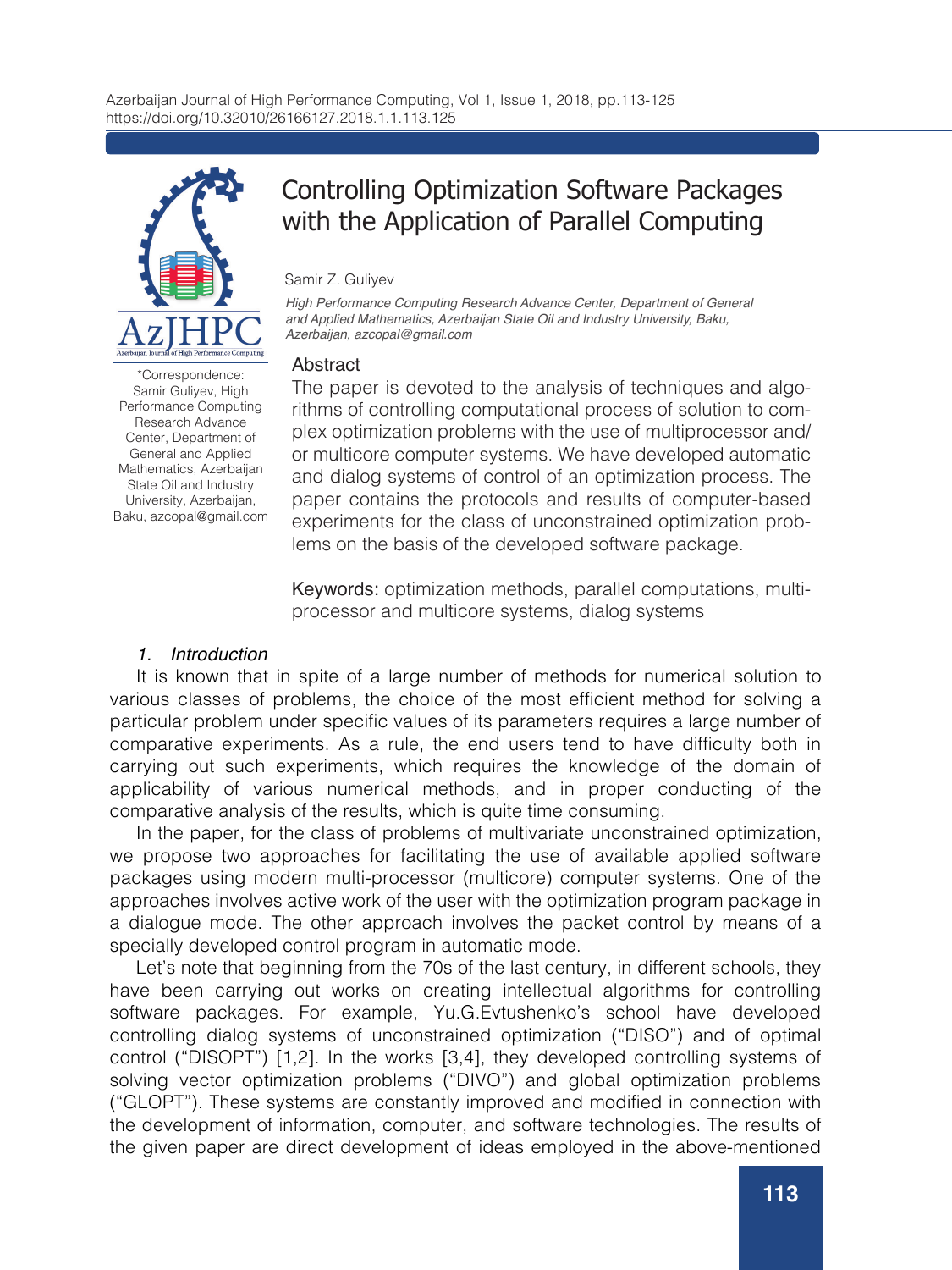# Controlling Optimization Software Packages with the Application of Parallel Computing

Samir Z. Guliyev

*High Performance Computing Research Advance Center, Department of General and Applied Mathematics, Azerbaijan State Oil and Industry University, Baku, Azerbaijan, azcopal@gmail.com*

\*Correspondence: Samir Guliyev, High Performance Computing Research Advance Center, Department of General and Applied Mathematics, Azerbaijan State Oil and Industry University, Azerbaijan, Baku, azcopal@gmail.com

## Abstract

The paper is devoted to the analysis of techniques and algorithms of controlling computational process of solution to complex optimization problems with the use of multiprocessor and/or multicore computer systems. We have developed automatic and dialog systems of control of an optimization process. The paper contains the protocols and results of computer-based experiments for the class of unconstrained optimization problems on the basis of the developed software package.

**Keywords:** optimization methods, parallel computations, multiprocessor and multicore systems, dialog systems

## *1. Introduction*

It is known that in spite of a large number of methods for numerical solution to various classes of problems, the choice of the most efficient method for solving a particular problem under specific values of its parameters requires a large number of comparative experiments. As a rule, the end users tend to have difficulty both in carrying out such experiments, which requires the knowledge of the domain of applicability of various numerical methods, and in proper conducting of the comparative analysis of the results, which is quite time consuming.

In the paper, for the class of problems of multivariate unconstrained optimization, we propose two approaches for facilitating the use of available applied software packages using modern multi-processor (multicore) computer systems. One of the approaches involves active work of the user with the optimization program package in a dialogue mode. The other approach involves the packet control by means of a specially developed control program in automatic mode.

Let's note that beginning from the 70s of the last century, in different schools, they have been carrying out works on creating intellectual algorithms for controlling software packages. For example, Yu.G.Evtushenko's school have developed controlling dialog systems of unconstrained optimization ("DISO") and of optimal control ("DISOPT") [1,2]. In the works [3,4], they developed controlling systems of solving vector optimization problems ("DIVO") and global optimization problems ("GLOPT"). These systems are constantly improved and modified in connection with the development of information, computer, and software technologies. The results of the given paper are direct development of ideas employed in the above-mentioned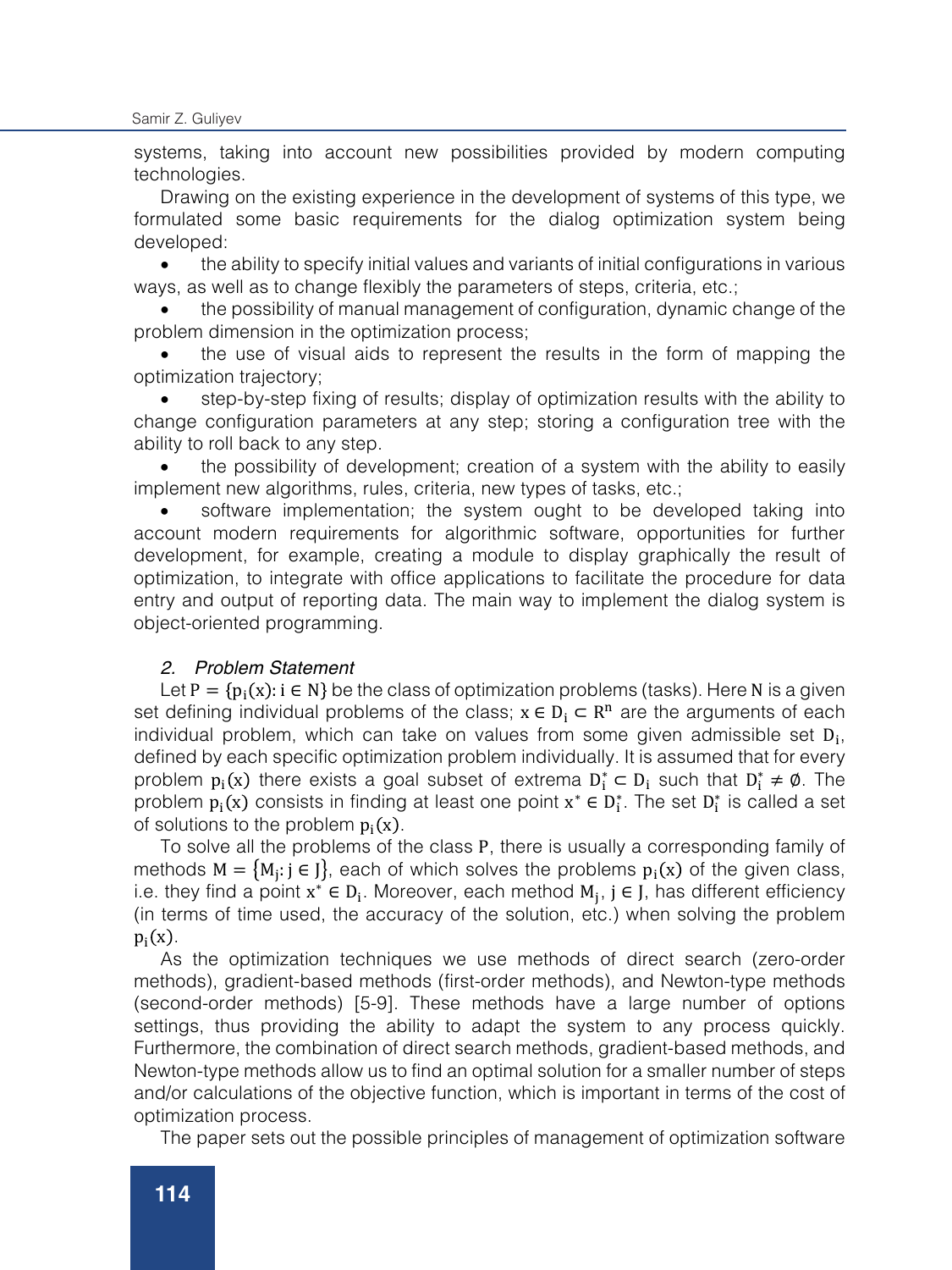systems, taking into account new possibilities provided by modern computing technologies.

Drawing on the existing experience in the development of systems of this type, we formulated some basic requirements for the dialog optimization system being developed:

- the ability to specify initial values and variants of initial configurations in various ways, as well as to change flexibly the parameters of steps, criteria, etc.;
- the possibility of manual management of configuration, dynamic change of the problem dimension in the optimization process;
- the use of visual aids to represent the results in the form of mapping the optimization trajectory;
- step-by-step fixing of results; display of optimization results with the ability to change configuration parameters at any step; storing a configuration tree with the ability to roll back to any step.
- the possibility of development; creation of a system with the ability to easily implement new algorithms, rules, criteria, new types of tasks, etc.;
- software implementation; the system ought to be developed taking into account modern requirements for algorithmic software, opportunities for further development, for example, creating a module to display graphically the result of optimization, to integrate with office applications to facilitate the procedure for data entry and output of reporting data. The main way to implement the dialog system is object-oriented programming.

### *2. Problem Statement*

Let $P = \{p_i(x): i \in N\}$ be the class of optimization problems (tasks). Here $N$ is a given set defining individual problems of the class; $x \in D_i \subset R^n$ are the arguments of each individual problem, which can take on values from some given admissible set $D_i$, defined by each specific optimization problem individually. It is assumed that for every problem $p_i(x)$ there exists a goal subset of extrema $D_i^* \subset D_i$ such that $D_i^* \neq \emptyset$. The problem $p_i(x)$ consists in finding at least one point $x^* \in D_i^*$. The set $D_i^*$ is called a set of solutions to the problem $p_i(x)$.

To solve all the problems of the class $P$, there is usually a corresponding family of methods $M = \{M_j: j \in J\}$, each of which solves the problems $p_i(x)$ of the given class, i.e. they find a point $x^* \in D_i$. Moreover, each method $M_j$, $j \in J$, has different efficiency (in terms of time used, the accuracy of the solution, etc.) when solving the problem $p_i(x)$.

As the optimization techniques we use methods of direct search (zero-order methods), gradient-based methods (first-order methods), and Newton-type methods (second-order methods) [5-9]. These methods have a large number of options settings, thus providing the ability to adapt the system to any process quickly. Furthermore, the combination of direct search methods, gradient-based methods, and Newton-type methods allow us to find an optimal solution for a smaller number of steps and/or calculations of the objective function, which is important in terms of the cost of optimization process.

The paper sets out the possible principles of management of optimization software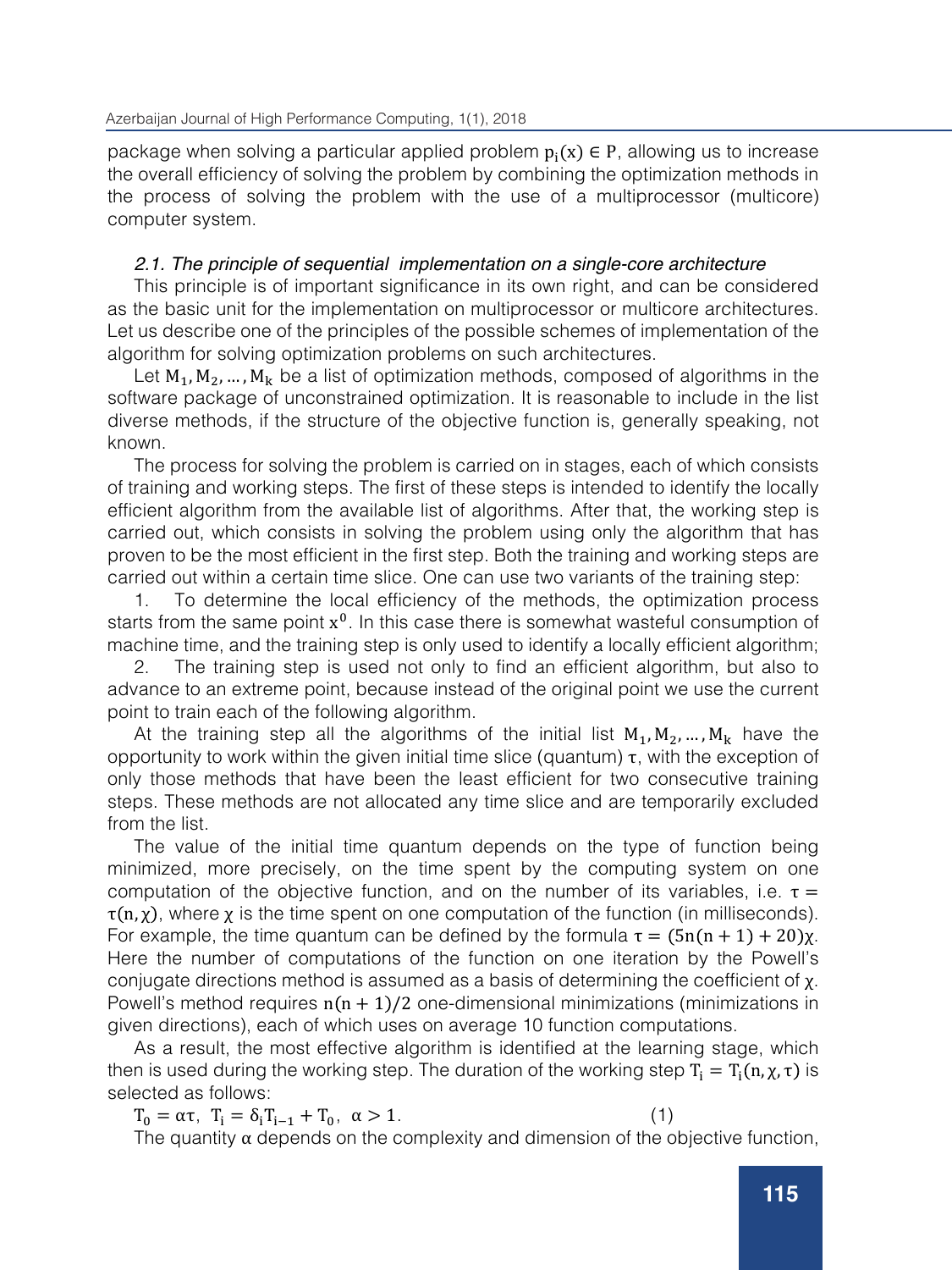package when solving a particular applied problem $p_i(x) \in P$, allowing us to increase the overall efficiency of solving the problem by combining the optimization methods in the process of solving the problem with the use of a multiprocessor (multicore) computer system.

### *2.1. The principle of sequential implementation on a single-core architecture*

This principle is of important significance in its own right, and can be considered as the basic unit for the implementation on multiprocessor or multicore architectures. Let us describe one of the principles of the possible schemes of implementation of the algorithm for solving optimization problems on such architectures.

Let $M_1, M_2, \ldots, M_k$ be a list of optimization methods, composed of algorithms in the software package of unconstrained optimization. It is reasonable to include in the list diverse methods, if the structure of the objective function is, generally speaking, not known.

The process for solving the problem is carried on in stages, each of which consists of training and working steps. The first of these steps is intended to identify the locally efficient algorithm from the available list of algorithms. After that, the working step is carried out, which consists in solving the problem using only the algorithm that has proven to be the most efficient in the first step. Both the training and working steps are carried out within a certain time slice. One can use two variants of the training step:

1. To determine the local efficiency of the methods, the optimization process starts from the same point $x^0$. In this case there is somewhat wasteful consumption of machine time, and the training step is only used to identify a locally efficient algorithm;
2. The training step is used not only to find an efficient algorithm, but also to advance to an extreme point, because instead of the original point we use the current point to train each of the following algorithm.

At the training step all the algorithms of the initial list $M_1, M_2, \ldots, M_k$ have the opportunity to work within the given initial time slice (quantum) $\tau$, with the exception of only those methods that have been the least efficient for two consecutive training steps. These methods are not allocated any time slice and are temporarily excluded from the list.

The value of the initial time quantum depends on the type of function being minimized, more precisely, on the time spent by the computing system on one computation of the objective function, and on the number of its variables, i.e. $\tau = \tau(n, \chi)$, where $\chi$ is the time spent on one computation of the function (in milliseconds). For example, the time quantum can be defined by the formula $\tau = (5n(n+1) + 20)\chi$. Here the number of computations of the function on one iteration by the Powell's conjugate directions method is assumed as a basis of determining the coefficient of $\chi$. Powell's method requires $n(n+1)/2$ one-dimensional minimizations (minimizations in given directions), each of which uses on average 10 function computations.

As a result, the most effective algorithm is identified at the learning stage, which then is used during the working step. The duration of the working step $T_i = T_i(n, \chi, \tau)$ is selected as follows:

$$T_0 = \alpha\tau, \quad T_i = \delta_i T_{i-1} + T_0, \quad \alpha > 1. \tag{1}$$

The quantity $\alpha$ depends on the complexity and dimension of the objective function,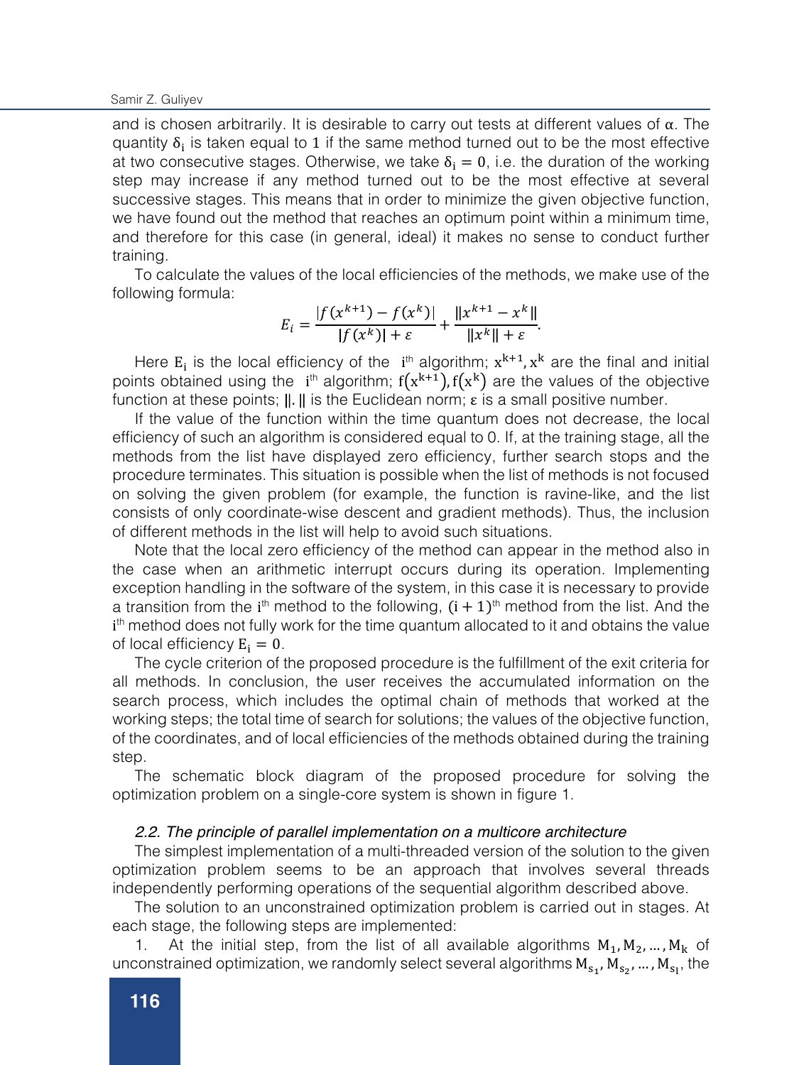and is chosen arbitrarily. It is desirable to carry out tests at different values of $\alpha$. The quantity $\delta_i$ is taken equal to $1$ if the same method turned out to be the most effective at two consecutive stages. Otherwise, we take $\delta_i = 0$, i.e. the duration of the working step may increase if any method turned out to be the most effective at several successive stages. This means that in order to minimize the given objective function, we have found out the method that reaches an optimum point within a minimum time, and therefore for this case (in general, ideal) it makes no sense to conduct further training.

To calculate the values of the local efficiencies of the methods, we make use of the following formula:

$$E_i = \frac{|f(x^{k+1}) - f(x^k)|}{|f(x^k)| + \varepsilon} + \frac{\|x^{k+1} - x^k\|}{\|x^k\| + \varepsilon}.$$

Here $E_i$ is the local efficiency of the $i^{th}$ algorithm; $x^{k+1}, x^k$ are the final and initial points obtained using the $i^{th}$ algorithm; $f(x^{k+1}), f(x^k)$ are the values of the objective function at these points; $\|.\|$ is the Euclidean norm; $\varepsilon$ is a small positive number.

If the value of the function within the time quantum does not decrease, the local efficiency of such an algorithm is considered equal to 0. If, at the training stage, all the methods from the list have displayed zero efficiency, further search stops and the procedure terminates. This situation is possible when the list of methods is not focused on solving the given problem (for example, the function is ravine-like, and the list consists of only coordinate-wise descent and gradient methods). Thus, the inclusion of different methods in the list will help to avoid such situations.

Note that the local zero efficiency of the method can appear in the method also in the case when an arithmetic interrupt occurs during its operation. Implementing exception handling in the software of the system, in this case it is necessary to provide a transition from the $i^{th}$ method to the following, $(i+1)^{th}$ method from the list. And the $i^{th}$ method does not fully work for the time quantum allocated to it and obtains the value of local efficiency $E_i = 0$.

The cycle criterion of the proposed procedure is the fulfillment of the exit criteria for all methods. In conclusion, the user receives the accumulated information on the search process, which includes the optimal chain of methods that worked at the working steps; the total time of search for solutions; the values of the objective function, of the coordinates, and of local efficiencies of the methods obtained during the training step.

The schematic block diagram of the proposed procedure for solving the optimization problem on a single-core system is shown in figure 1.

### *2.2. The principle of parallel implementation on a multicore architecture*

The simplest implementation of a multi-threaded version of the solution to the given optimization problem seems to be an approach that involves several threads independently performing operations of the sequential algorithm described above.

The solution to an unconstrained optimization problem is carried out in stages. At each stage, the following steps are implemented:

1. At the initial step, from the list of all available algorithms $M_1, M_2, \ldots, M_k$ of unconstrained optimization, we randomly select several algorithms $M_{s_1}, M_{s_2}, \ldots, M_{s_l}$, the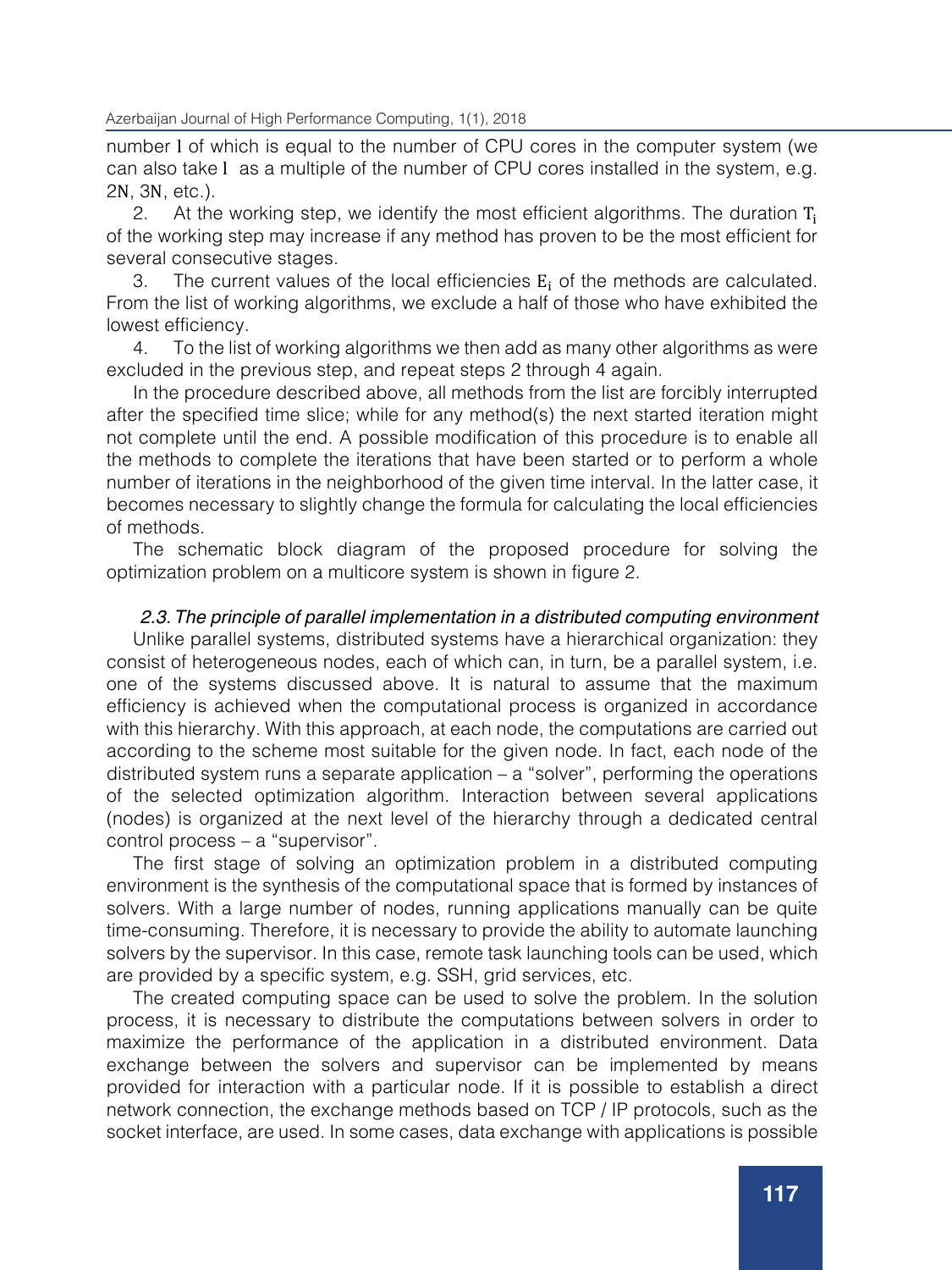number $l$ of which is equal to the number of CPU cores in the computer system (we can also take $l$ as a multiple of the number of CPU cores installed in the system, e.g. $2N$, $3N$, etc.).

2. At the working step, we identify the most efficient algorithms. The duration $T_i$ of the working step may increase if any method has proven to be the most efficient for several consecutive stages.

3. The current values of the local efficiencies $E_i$ of the methods are calculated. From the list of working algorithms, we exclude a half of those who have exhibited the lowest efficiency.

4. To the list of working algorithms we then add as many other algorithms as were excluded in the previous step, and repeat steps 2 through 4 again.

In the procedure described above, all methods from the list are forcibly interrupted after the specified time slice; while for any method(s) the next started iteration might not complete until the end. A possible modification of this procedure is to enable all the methods to complete the iterations that have been started or to perform a whole number of iterations in the neighborhood of the given time interval. In the latter case, it becomes necessary to slightly change the formula for calculating the local efficiencies of methods.

The schematic block diagram of the proposed procedure for solving the optimization problem on a multicore system is shown in figure 2.

### *2.3. The principle of parallel implementation in a distributed computing environment*

Unlike parallel systems, distributed systems have a hierarchical organization: they consist of heterogeneous nodes, each of which can, in turn, be a parallel system, i.e. one of the systems discussed above. It is natural to assume that the maximum efficiency is achieved when the computational process is organized in accordance with this hierarchy. With this approach, at each node, the computations are carried out according to the scheme most suitable for the given node. In fact, each node of the distributed system runs a separate application – a "solver", performing the operations of the selected optimization algorithm. Interaction between several applications (nodes) is organized at the next level of the hierarchy through a dedicated central control process – a "supervisor".

The first stage of solving an optimization problem in a distributed computing environment is the synthesis of the computational space that is formed by instances of solvers. With a large number of nodes, running applications manually can be quite time-consuming. Therefore, it is necessary to provide the ability to automate launching solvers by the supervisor. In this case, remote task launching tools can be used, which are provided by a specific system, e.g. SSH, grid services, etc.

The created computing space can be used to solve the problem. In the solution process, it is necessary to distribute the computations between solvers in order to maximize the performance of the application in a distributed environment. Data exchange between the solvers and supervisor can be implemented by means provided for interaction with a particular node. If it is possible to establish a direct network connection, the exchange methods based on TCP / IP protocols, such as the socket interface, are used. In some cases, data exchange with applications is possible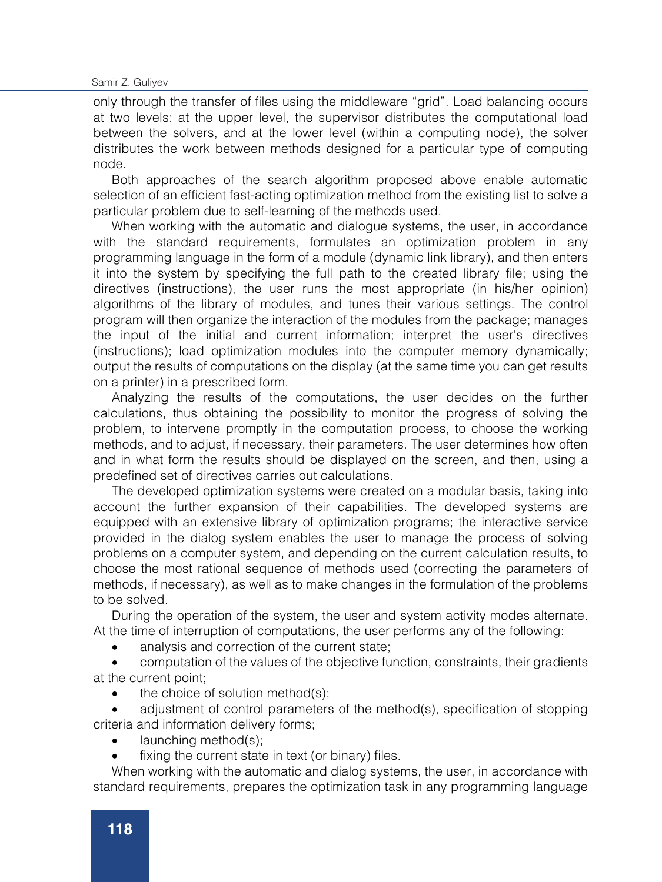only through the transfer of files using the middleware "grid". Load balancing occurs at two levels: at the upper level, the supervisor distributes the computational load between the solvers, and at the lower level (within a computing node), the solver distributes the work between methods designed for a particular type of computing node.

Both approaches of the search algorithm proposed above enable automatic selection of an efficient fast-acting optimization method from the existing list to solve a particular problem due to self-learning of the methods used.

When working with the automatic and dialogue systems, the user, in accordance with the standard requirements, formulates an optimization problem in any programming language in the form of a module (dynamic link library), and then enters it into the system by specifying the full path to the created library file; using the directives (instructions), the user runs the most appropriate (in his/her opinion) algorithms of the library of modules, and tunes their various settings. The control program will then organize the interaction of the modules from the package; manages the input of the initial and current information; interpret the user's directives (instructions); load optimization modules into the computer memory dynamically; output the results of computations on the display (at the same time you can get results on a printer) in a prescribed form.

Analyzing the results of the computations, the user decides on the further calculations, thus obtaining the possibility to monitor the progress of solving the problem, to intervene promptly in the computation process, to choose the working methods, and to adjust, if necessary, their parameters. The user determines how often and in what form the results should be displayed on the screen, and then, using a predefined set of directives carries out calculations.

The developed optimization systems were created on a modular basis, taking into account the further expansion of their capabilities. The developed systems are equipped with an extensive library of optimization programs; the interactive service provided in the dialog system enables the user to manage the process of solving problems on a computer system, and depending on the current calculation results, to choose the most rational sequence of methods used (correcting the parameters of methods, if necessary), as well as to make changes in the formulation of the problems to be solved.

During the operation of the system, the user and system activity modes alternate. At the time of interruption of computations, the user performs any of the following:

- analysis and correction of the current state;
- computation of the values of the objective function, constraints, their gradients at the current point;
- the choice of solution method(s);
- adjustment of control parameters of the method(s), specification of stopping criteria and information delivery forms;
- launching method(s);
- fixing the current state in text (or binary) files.

When working with the automatic and dialog systems, the user, in accordance with standard requirements, prepares the optimization task in any programming language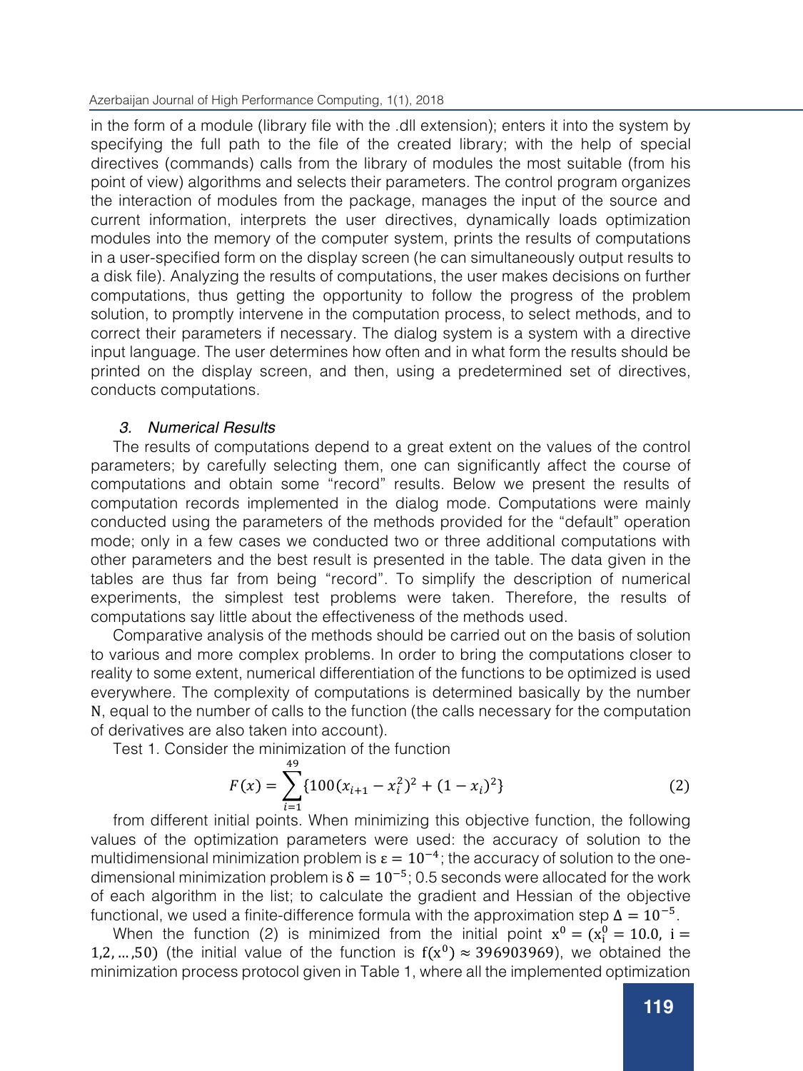in the form of a module (library file with the .dll extension); enters it into the system by specifying the full path to the file of the created library; with the help of special directives (commands) calls from the library of modules the most suitable (from his point of view) algorithms and selects their parameters. The control program organizes the interaction of modules from the package, manages the input of the source and current information, interprets the user directives, dynamically loads optimization modules into the memory of the computer system, prints the results of computations in a user-specified form on the display screen (he can simultaneously output results to a disk file). Analyzing the results of computations, the user makes decisions on further computations, thus getting the opportunity to follow the progress of the problem solution, to promptly intervene in the computation process, to select methods, and to correct their parameters if necessary. The dialog system is a system with a directive input language. The user determines how often and in what form the results should be printed on the display screen, and then, using a predetermined set of directives, conducts computations.

### *3. Numerical Results*

The results of computations depend to a great extent on the values of the control parameters; by carefully selecting them, one can significantly affect the course of computations and obtain some "record" results. Below we present the results of computation records implemented in the dialog mode. Computations were mainly conducted using the parameters of the methods provided for the "default" operation mode; only in a few cases we conducted two or three additional computations with other parameters and the best result is presented in the table. The data given in the tables are thus far from being "record". To simplify the description of numerical experiments, the simplest test problems were taken. Therefore, the results of computations say little about the effectiveness of the methods used.

Comparative analysis of the methods should be carried out on the basis of solution to various and more complex problems. In order to bring the computations closer to reality to some extent, numerical differentiation of the functions to be optimized is used everywhere. The complexity of computations is determined basically by the number $N$, equal to the number of calls to the function (the calls necessary for the computation of derivatives are also taken into account).

Test 1. Consider the minimization of the function

$$F(x) = \sum_{i=1}^{49} \{100(x_{i+1} - x_i^2)^2 + (1 - x_i)^2\} \tag{2}$$

from different initial points. When minimizing this objective function, the following values of the optimization parameters were used: the accuracy of solution to the multidimensional minimization problem is $\varepsilon = 10^{-4}$; the accuracy of solution to the one-dimensional minimization problem is $\delta = 10^{-5}$; 0.5 seconds were allocated for the work of each algorithm in the list; to calculate the gradient and Hessian of the objective functional, we used a finite-difference formula with the approximation step $\Delta = 10^{-5}$.

When the function (2) is minimized from the initial point $x^0 = (x_i^0 = 10.0,\ i = 1,2,\dots,50)$ (the initial value of the function is $f(x^0) \approx 396903969$), we obtained the minimization process protocol given in Table 1, where all the implemented optimization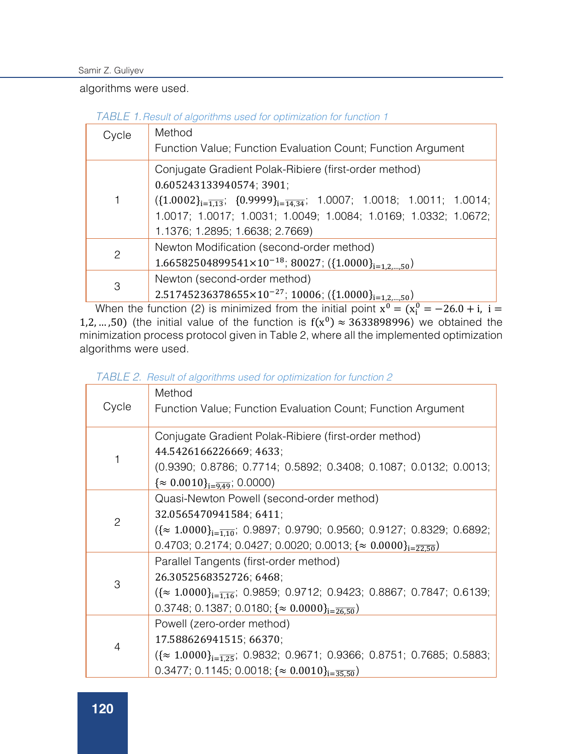algorithms were used.

*TABLE 1. Result of algorithms used for optimization for function 1*

| Cycle | Method<br>Function Value; Function Evaluation Count; Function Argument |
|---|---|
| 1 | Conjugate Gradient Polak-Ribiere (first-order method)<br>$0.605243133940574$; $3901$;<br>($\{1.0002\}_{i=\overline{1,13}}$; $\{0.9999\}_{i=\overline{14,34}}$; 1.0007; 1.0018; 1.0011; 1.0014; 1.0017; 1.0017; 1.0031; 1.0049; 1.0084; 1.0169; 1.0332; 1.0672; 1.1376; 1.2895; 1.6638; 2.7669) |
| 2 | Newton Modification (second-order method)<br>$1.66582504899541\times10^{-18}$; $80027$; ($\{1.0000\}_{i=1,2,\ldots,50}$) |
| 3 | Newton (second-order method)<br>$2.51745236378655\times10^{-27}$; $10006$; ($\{1.0000\}_{i=1,2,\ldots,50}$) |

When the function (2) is minimized from the initial point $x^0 = (x_i^0 = -26.0 + i,\ i = 1,2,\ldots,50)$ (the initial value of the function is $f(x^0) \approx 3633898996$) we obtained the minimization process protocol given in Table 2, where all the implemented optimization algorithms were used.

*TABLE 2. Result of algorithms used for optimization for function 2*

| Cycle | Method<br>Function Value; Function Evaluation Count; Function Argument |
|---|---|
| 1 | Conjugate Gradient Polak-Ribiere (first-order method)<br>$44.5426166226669$; $4633$;<br>(0.9390; 0.8786; 0.7714; 0.5892; 0.3408; 0.1087; 0.0132; 0.0013; $\{\approx 0.0010\}_{i=\overline{9,49}}$; 0.0000) |
| 2 | Quasi-Newton Powell (second-order method)<br>$32.0565470941584$; $6411$;<br>($\{\approx 1.0000\}_{i=\overline{1,10}}$; 0.9897; 0.9790; 0.9560; 0.9127; 0.8329; 0.6892; 0.4703; 0.2174; 0.0427; 0.0020; 0.0013; $\{\approx 0.0000\}_{i=\overline{22,50}}$) |
| 3 | Parallel Tangents (first-order method)<br>$26.3052568352726$; $6468$;<br>($\{\approx 1.0000\}_{i=\overline{1,16}}$; 0.9859; 0.9712; 0.9423; 0.8867; 0.7847; 0.6139; 0.3748; 0.1387; 0.0180; $\{\approx 0.0000\}_{i=\overline{26,50}}$) |
| 4 | Powell (zero-order method)<br>$17.588626941515$; $66370$;<br>($\{\approx 1.0000\}_{i=\overline{1,25}}$; 0.9832; 0.9671; 0.9366; 0.8751; 0.7685; 0.5883; 0.3477; 0.1145; 0.0018; $\{\approx 0.0010\}_{i=\overline{35,50}}$) |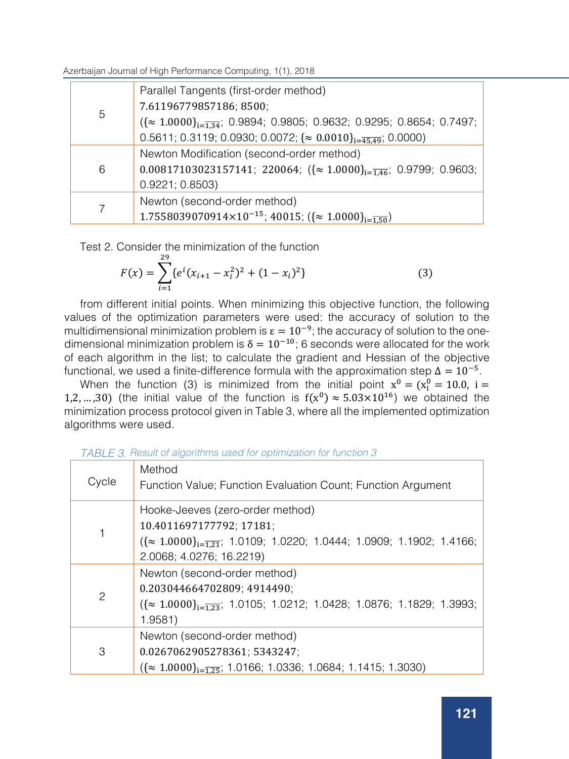| | |
|---|---|
| 5 | Parallel Tangents (first-order method)<br>$7.61196779857186$; $8500$;<br>($\{\approx 1.0000\}_{i=\overline{1,34}}$; 0.9894; 0.9805; 0.9632; 0.9295; 0.8654; 0.7497; 0.5611; 0.3119; 0.0930; 0.0072; $\{\approx 0.0010\}_{i=\overline{45,49}}$; 0.0000) |
| 6 | Newton Modification (second-order method)<br>$0.00817103023157141$; $220064$; ($\{\approx 1.0000\}_{i=\overline{1,46}}$; 0.9799; 0.9603; 0.9221; 0.8503) |
| 7 | Newton (second-order method)<br>$1.7558039070914\times10^{-15}$; $40015$; ($\{\approx 1.0000\}_{i=\overline{1,50}}$) |

Test 2. Consider the minimization of the function

$$F(x) = \sum_{i=1}^{29} \{e^i(x_{i+1} - x_i^2)^2 + (1 - x_i)^2\} \tag{3}$$

from different initial points. When minimizing this objective function, the following values of the optimization parameters were used: the accuracy of solution to the multidimensional minimization problem is $\varepsilon = 10^{-9}$; the accuracy of solution to the one-dimensional minimization problem is $\delta = 10^{-10}$; 6 seconds were allocated for the work of each algorithm in the list; to calculate the gradient and Hessian of the objective functional, we used a finite-difference formula with the approximation step $\Delta = 10^{-5}$.

When the function (3) is minimized from the initial point $x^0 = (x_i^0 = 10.0,\ i = 1,2,\ldots,30)$ (the initial value of the function is $f(x^0) \approx 5.03\times10^{16}$) we obtained the minimization process protocol given in Table 3, where all the implemented optimization algorithms were used.

*TABLE 3. Result of algorithms used for optimization for function 3*

| Cycle | Method<br>Function Value; Function Evaluation Count; Function Argument |
|---|---|
| 1 | Hooke-Jeeves (zero-order method)<br>$10.4011697177792$; $17181$;<br>($\{\approx 1.0000\}_{i=\overline{1,21}}$; 1.0109; 1.0220; 1.0444; 1.0909; 1.1902; 1.4166; 2.0068; 4.0276; 16.2219) |
| 2 | Newton (second-order method)<br>$0.203044664702809$; $4914490$;<br>($\{\approx 1.0000\}_{i=\overline{1,23}}$; 1.0105; 1.0212; 1.0428; 1.0876; 1.1829; 1.3993; 1.9581) |
| 3 | Newton (second-order method)<br>$0.0267062905278361$; $5343247$;<br>($\{\approx 1.0000\}_{i=\overline{1,25}}$; 1.0166; 1.0336; 1.0684; 1.1415; 1.3030) |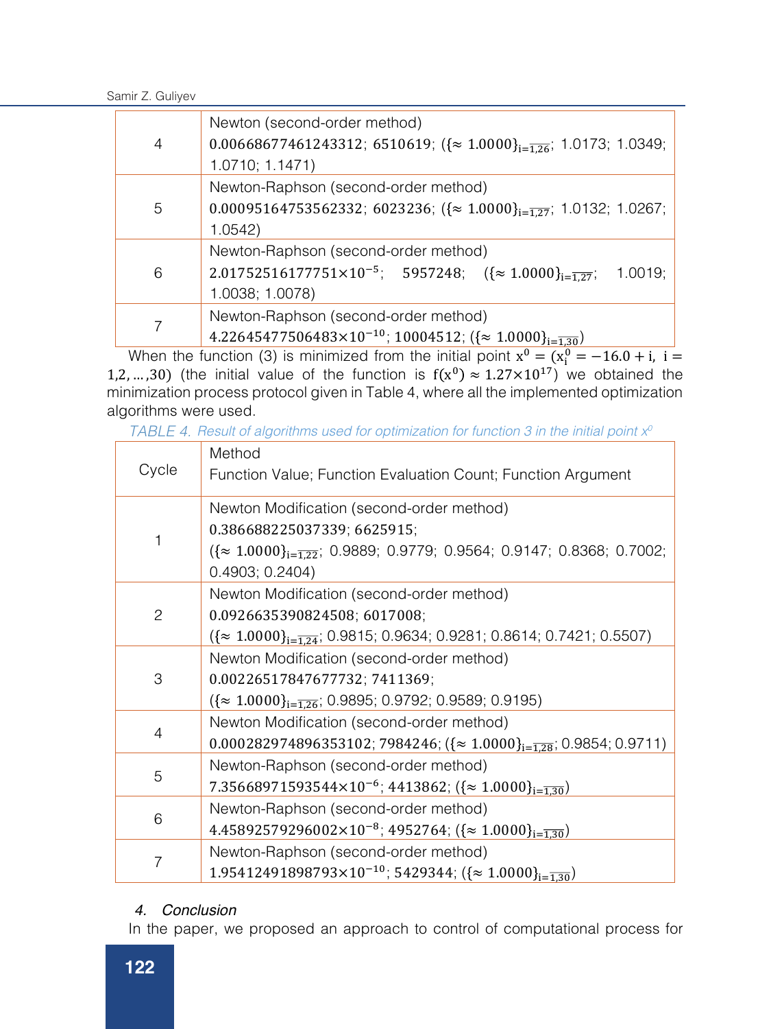| | |
|---|---|
| 4 | Newton (second-order method)<br>$0.00668677461243312$; $6510619$; $(\{\approx 1.0000\}_{i=\overline{1,26}}$; 1.0173; 1.0349; 1.0710; 1.1471) |
| 5 | Newton-Raphson (second-order method)<br>$0.00095164753562332$; $6023236$; $(\{\approx 1.0000\}_{i=\overline{1,27}}$; 1.0132; 1.0267; 1.0542) |
| 6 | Newton-Raphson (second-order method)<br>$2.01752516177751\times10^{-5}$; $5957248$; $(\{\approx 1.0000\}_{i=\overline{1,27}}$; 1.0019; 1.0038; 1.0078) |
| 7 | Newton-Raphson (second-order method)<br>$4.22645477506483\times10^{-10}$; $10004512$; $(\{\approx 1.0000\}_{i=\overline{1,30}})$ |

When the function (3) is minimized from the initial point $x^0 = (x_i^0 = -16.0 + i,\ i = 1,2,\ldots,30)$ (the initial value of the function is $f(x^0) \approx 1.27\times10^{17}$) we obtained the minimization process protocol given in Table 4, where all the implemented optimization algorithms were used.

*TABLE 4. Result of algorithms used for optimization for function 3 in the initial point $x^0$*

| Cycle | Method<br>Function Value; Function Evaluation Count; Function Argument |
|---|---|
| 1 | Newton Modification (second-order method)<br>$0.386688225037339$; $6625915$;<br>$(\{\approx 1.0000\}_{i=\overline{1,22}}$; 0.9889; 0.9779; 0.9564; 0.9147; 0.8368; 0.7002; 0.4903; 0.2404) |
| 2 | Newton Modification (second-order method)<br>$0.0926635390824508$; $6017008$;<br>$(\{\approx 1.0000\}_{i=\overline{1,24}}$; 0.9815; 0.9634; 0.9281; 0.8614; 0.7421; 0.5507) |
| 3 | Newton Modification (second-order method)<br>$0.00226517847677732$; $7411369$;<br>$(\{\approx 1.0000\}_{i=\overline{1,26}}$; 0.9895; 0.9792; 0.9589; 0.9195) |
| 4 | Newton Modification (second-order method)<br>$0.000282974896353102$; $7984246$; $(\{\approx 1.0000\}_{i=\overline{1,28}}$; 0.9854; 0.9711) |
| 5 | Newton-Raphson (second-order method)<br>$7.35668971593544\times10^{-6}$; $4413862$; $(\{\approx 1.0000\}_{i=\overline{1,30}})$ |
| 6 | Newton-Raphson (second-order method)<br>$4.45892579296002\times10^{-8}$; $4952764$; $(\{\approx 1.0000\}_{i=\overline{1,30}})$ |
| 7 | Newton-Raphson (second-order method)<br>$1.95412491898793\times10^{-10}$; $5429344$; $(\{\approx 1.0000\}_{i=\overline{1,30}})$ |

## 4. Conclusion

In the paper, we proposed an approach to control of computational process for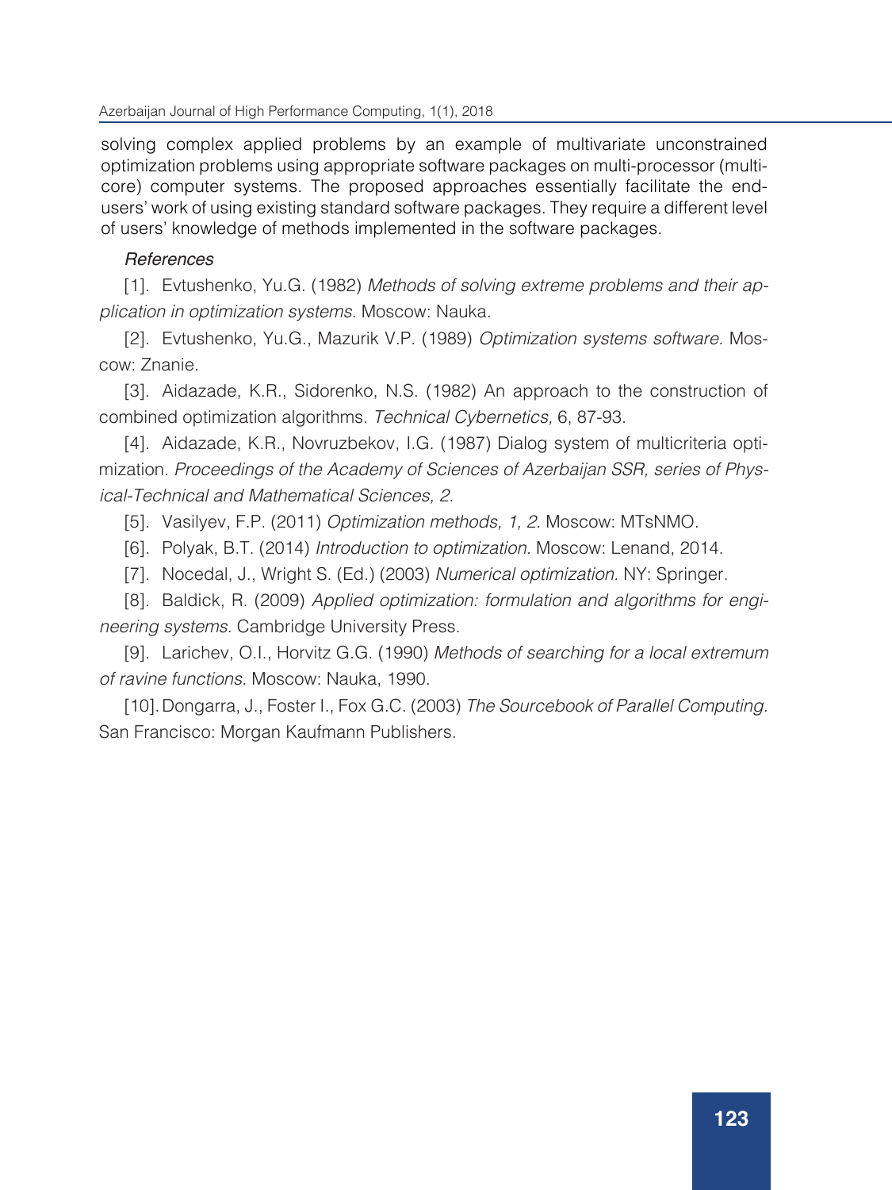solving complex applied problems by an example of multivariate unconstrained optimization problems using appropriate software packages on multi-processor (multi-core) computer systems. The proposed approaches essentially facilitate the end-users' work of using existing standard software packages. They require a different level of users' knowledge of methods implemented in the software packages.

### *References*

[1]. Evtushenko, Yu.G. (1982) *Methods of solving extreme problems and their application in optimization systems.* Moscow: Nauka.

[2]. Evtushenko, Yu.G., Mazurik V.P. (1989) *Optimization systems software.* Moscow: Znanie.

[3]. Aidazade, K.R., Sidorenko, N.S. (1982) An approach to the construction of combined optimization algorithms. *Technical Cybernetics,* 6, 87-93.

[4]. Aidazade, K.R., Novruzbekov, I.G. (1987) Dialog system of multicriteria optimization. *Proceedings of the Academy of Sciences of Azerbaijan SSR, series of Physical-Technical and Mathematical Sciences, 2.*

[5]. Vasilyev, F.P. (2011) *Optimization methods, 1, 2.* Moscow: MTsNMO.

[6]. Polyak, B.T. (2014) *Introduction to optimization.* Moscow: Lenand, 2014.

[7]. Nocedal, J., Wright S. (Ed.) (2003) *Numerical optimization.* NY: Springer.

[8]. Baldick, R. (2009) *Applied optimization: formulation and algorithms for engineering systems.* Cambridge University Press.

[9]. Larichev, O.I., Horvitz G.G. (1990) *Methods of searching for a local extremum of ravine functions.* Moscow: Nauka, 1990.

[10]. Dongarra, J., Foster I., Fox G.C. (2003) *The Sourcebook of Parallel Computing.* San Francisco: Morgan Kaufmann Publishers.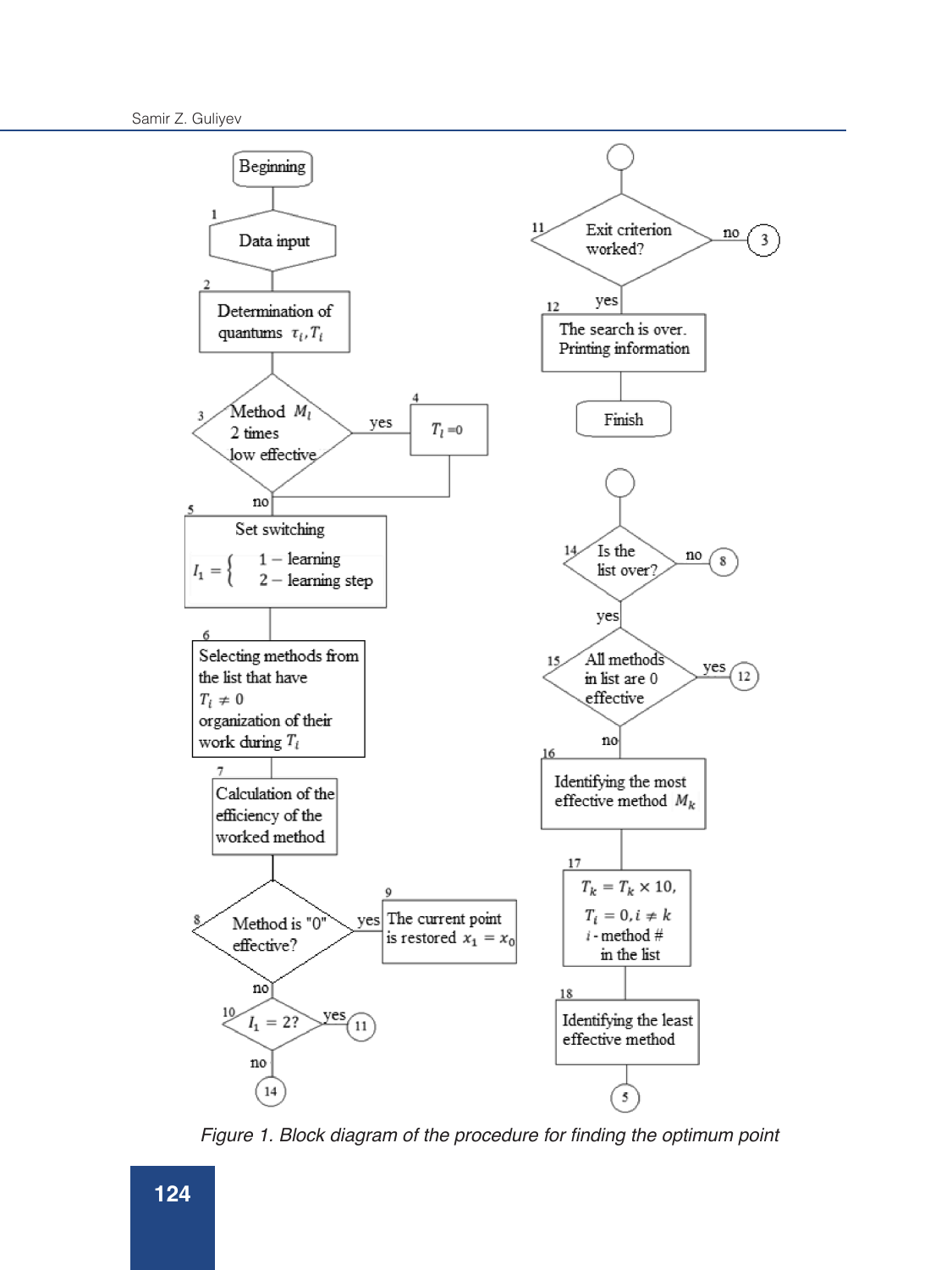Beginning

1 Data input

2 Determination of quantums $\tau_l, T_l$

3 Method $M_l$ 2 times low effective — yes → 4 $T_l = 0$

no

5 Set switching

$$I_1 = \begin{cases} 1 - \text{learning} \\ 2 - \text{learning step} \end{cases}$$

6 Selecting methods from the list that have $T_l \neq 0$ organization of their work during $T_l$

7 Calculation of the efficiency of the worked method

8 Method is "0" effective? — yes → 9 The current point is restored $x_1 = x_0$

no

10 $I_1 = 2?$ — yes → 11

no → 14

11 Exit criterion worked? — no → 3

yes

12 The search is over. Printing information

Finish

14 Is the list over? — no → 8

yes

15 All methods in list are 0 effective — yes → 12

no

16 Identifying the most effective method $M_k$

17 $T_k = T_k \times 10$, $T_i = 0, i \neq k$, $i$ - method # in the list

18 Identifying the least effective method

→ 5

*Figure 1. Block diagram of the procedure for finding the optimum point*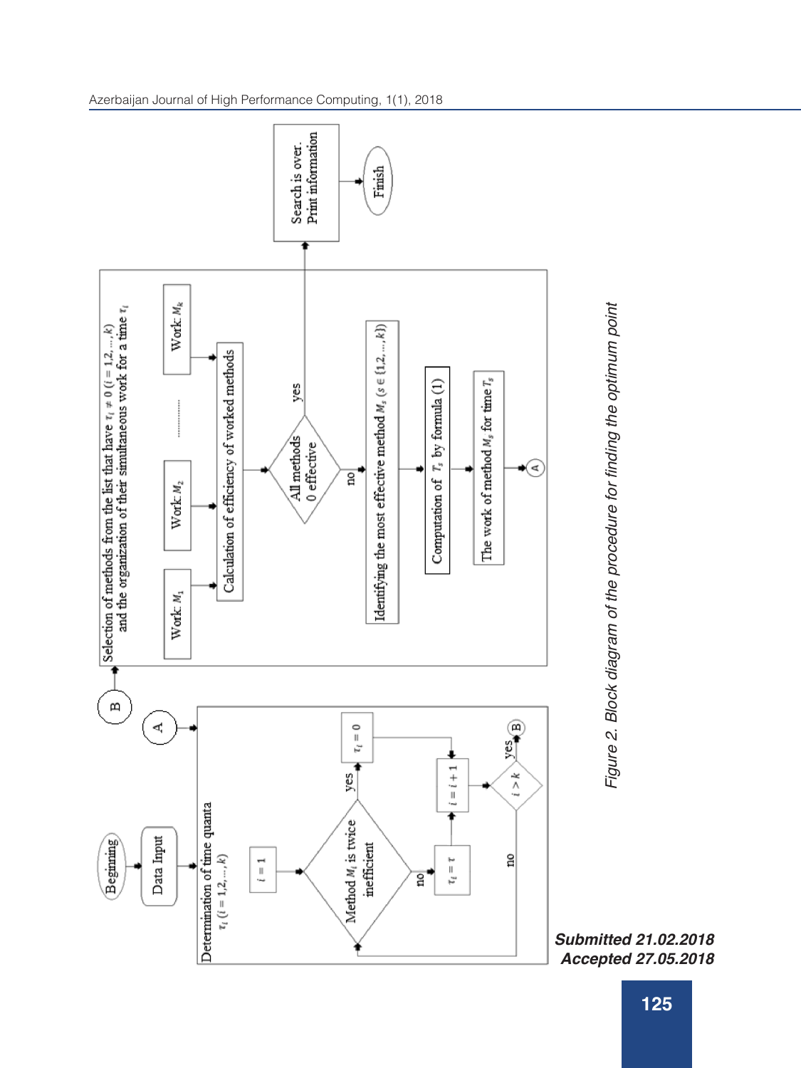Beginning

Data Input

Determination of time quanta $\tau_i$ $(i = 1,2,\dots,k)$

$i = 1$

Method $M_i$ is twice inefficient

yes

$\tau_i = 0$

no

$\tau_i = \tau$

$i = i + 1$

$i > k$

yes

B

no

A

B

Selection of methods from the list that have $\tau_i \neq 0$ $(i = 1,2,\dots,k)$ and the organization of their simultaneous work for a time $\tau_i$

Work $M_1$

Work $M_2$

..................

Work $M_k$

Calculation of efficiency of worked methods

All methods 0 effective

yes

no

Identifying the most effective method $M_s$ $(s \in \{1,2,\dots,k\})$

Computation of $T_s$ by formula (1)

The work of method $M_s$ for time $T_s$

A

Search is over. Print information

Finish

*Figure 2. Block diagram of the procedure for finding the optimum point*

***Submitted 21.02.2018***
***Accepted 27.05.2018***